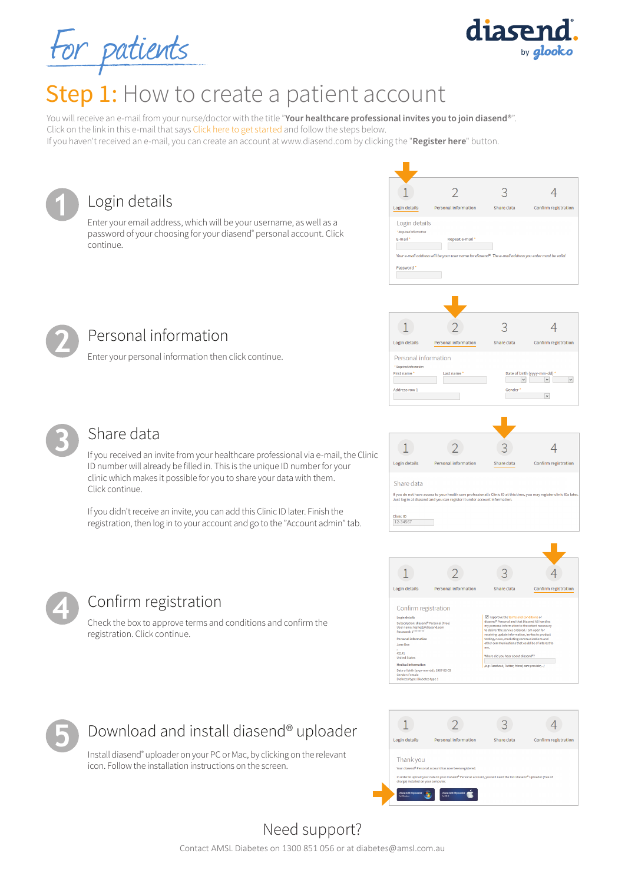For patients

diasend. by glooko

# Step 1: How to create a patient account

You will receive an e-mail from your nurse/doctor with the title "**Your healthcare professional invites you to join diasend®**". Click on the link in this e-mail that says Click here to get started and follow the steps below.
If you haven't received an e-mail, you can create an account at www.diasend.com by clicking the "**Register here**" button.

## 1 Login details

Enter your email address, which will be your username, as well as a password of your choosing for your diasend® personal account. Click continue.

## 2 Personal information

Enter your personal information then click continue.

## 3 Share data

If you received an invite from your healthcare professional via e-mail, the Clinic ID number will already be filled in. This is the unique ID number for your clinic which makes it possible for you to share your data with them. Click continue.

If you didn't receive an invite, you can add this Clinic ID later. Finish the registration, then log in to your account and go to the "Account admin" tab.

## 4 Confirm registration

Check the box to approve terms and conditions and confirm the registration. Click continue.

## 5 Download and install diasend® uploader

Install diasend® uploader on your PC or Mac, by clicking on the relevant icon. Follow the installation instructions on the screen.

## Need support?

Contact AMSL Diabetes on 1300 851 056 or at diabetes@amsl.com.au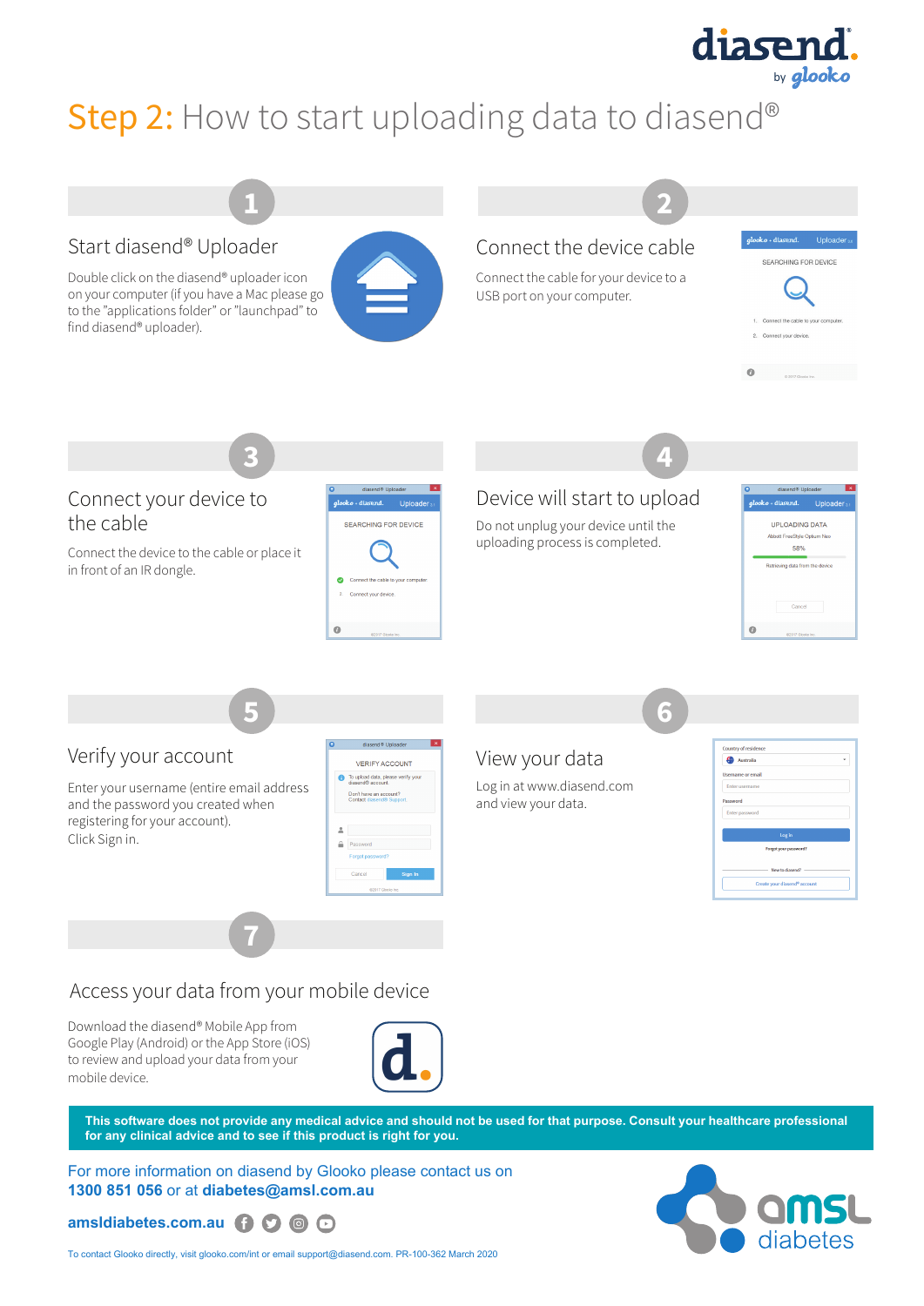# Step 2: How to start uploading data to diasend®

## 1

### Start diasend® Uploader

Double click on the diasend® uploader icon on your computer (if you have a Mac please go to the "applications folder" or "launchpad" to find diasend® uploader).

## 2

### Connect the device cable

Connect the cable for your device to a USB port on your computer.

## 3

### Connect your device to the cable

Connect the device to the cable or place it in front of an IR dongle.

## 4

### Device will start to upload

Do not unplug your device until the uploading process is completed.

## 5

### Verify your account

Enter your username (entire email address and the password you created when registering for your account).
Click Sign in.

## 6

### View your data

Log in at www.diasend.com and view your data.

## 7

### Access your data from your mobile device

Download the diasend® Mobile App from Google Play (Android) or the App Store (iOS) to review and upload your data from your mobile device.

**This software does not provide any medical advice and should not be used for that purpose. Consult your healthcare professional for any clinical advice and to see if this product is right for you.**

For more information on diasend by Glooko please contact us on **1300 851 056** or at **diabetes@amsl.com.au**

**amsldiabetes.com.au**

To contact Glooko directly, visit glooko.com/int or email support@diasend.com. PR-100-362 March 2020